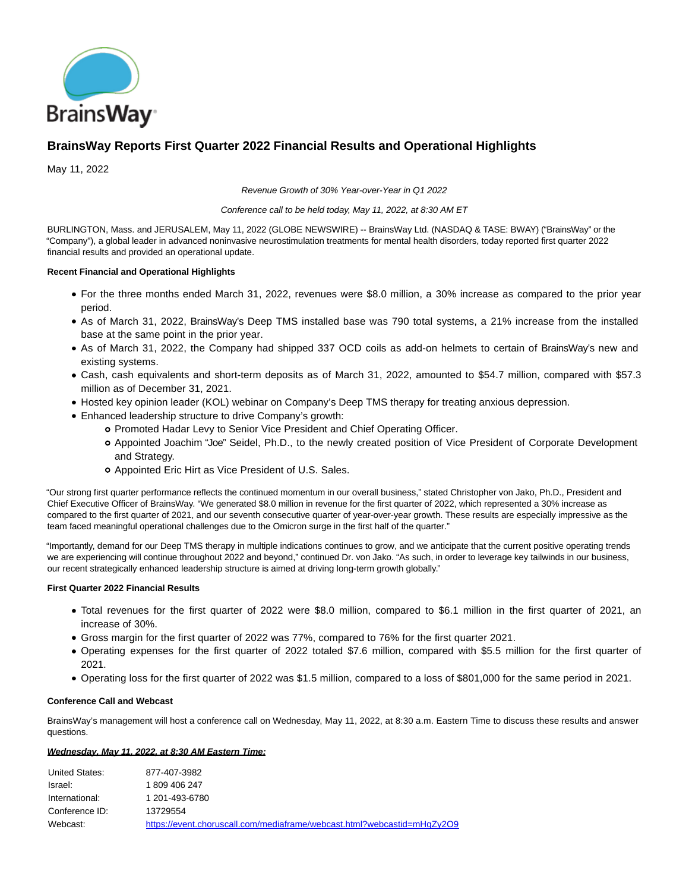# BrainsWay Reports First Quarter 2022 Financial Results and Operational Highlights

May 11, 2022

*Revenue Growth of 30% Year-over-Year in Q1 2022*

*Conference call to be held today, May 11, 2022, at 8:30 AM ET*

BURLINGTON, Mass. and JERUSALEM, May 11, 2022 (GLOBE NEWSWIRE) -- BrainsWay Ltd. (NASDAQ & TASE: BWAY) ("BrainsWay" or the "Company"), a global leader in advanced noninvasive neurostimulation treatments for mental health disorders, today reported first quarter 2022 financial results and provided an operational update.

**Recent Financial and Operational Highlights**

- For the three months ended March 31, 2022, revenues were $8.0 million, a 30% increase as compared to the prior year period.
- As of March 31, 2022, BrainsWay's Deep TMS installed base was 790 total systems, a 21% increase from the installed base at the same point in the prior year.
- As of March 31, 2022, the Company had shipped 337 OCD coils as add-on helmets to certain of BrainsWay's new and existing systems.
- Cash, cash equivalents and short-term deposits as of March 31, 2022, amounted to $54.7 million, compared with $57.3 million as of December 31, 2021.
- Hosted key opinion leader (KOL) webinar on Company's Deep TMS therapy for treating anxious depression.
- Enhanced leadership structure to drive Company's growth:
  - Promoted Hadar Levy to Senior Vice President and Chief Operating Officer.
  - Appointed Joachim "Joe" Seidel, Ph.D., to the newly created position of Vice President of Corporate Development and Strategy.
  - Appointed Eric Hirt as Vice President of U.S. Sales.

"Our strong first quarter performance reflects the continued momentum in our overall business," stated Christopher von Jako, Ph.D., President and Chief Executive Officer of BrainsWay. "We generated $8.0 million in revenue for the first quarter of 2022, which represented a 30% increase as compared to the first quarter of 2021, and our seventh consecutive quarter of year-over-year growth. These results are especially impressive as the team faced meaningful operational challenges due to the Omicron surge in the first half of the quarter."

"Importantly, demand for our Deep TMS therapy in multiple indications continues to grow, and we anticipate that the current positive operating trends we are experiencing will continue throughout 2022 and beyond," continued Dr. von Jako. "As such, in order to leverage key tailwinds in our business, our recent strategically enhanced leadership structure is aimed at driving long-term growth globally."

**First Quarter 2022 Financial Results**

- Total revenues for the first quarter of 2022 were $8.0 million, compared to $6.1 million in the first quarter of 2021, an increase of 30%.
- Gross margin for the first quarter of 2022 was 77%, compared to 76% for the first quarter 2021.
- Operating expenses for the first quarter of 2022 totaled $7.6 million, compared with $5.5 million for the first quarter of 2021.
- Operating loss for the first quarter of 2022 was $1.5 million, compared to a loss of $801,000 for the same period in 2021.

**Conference Call and Webcast**

BrainsWay's management will host a conference call on Wednesday, May 11, 2022, at 8:30 a.m. Eastern Time to discuss these results and answer questions.

***Wednesday, May 11, 2022, at 8:30 AM Eastern Time:***

| | |
|---|---|
| United States: | 877-407-3982 |
| Israel: | 1 809 406 247 |
| International: | 1 201-493-6780 |
| Conference ID: | 13729554 |
| Webcast: | https://event.choruscall.com/mediaframe/webcast.html?webcastid=mHgZy2O9 |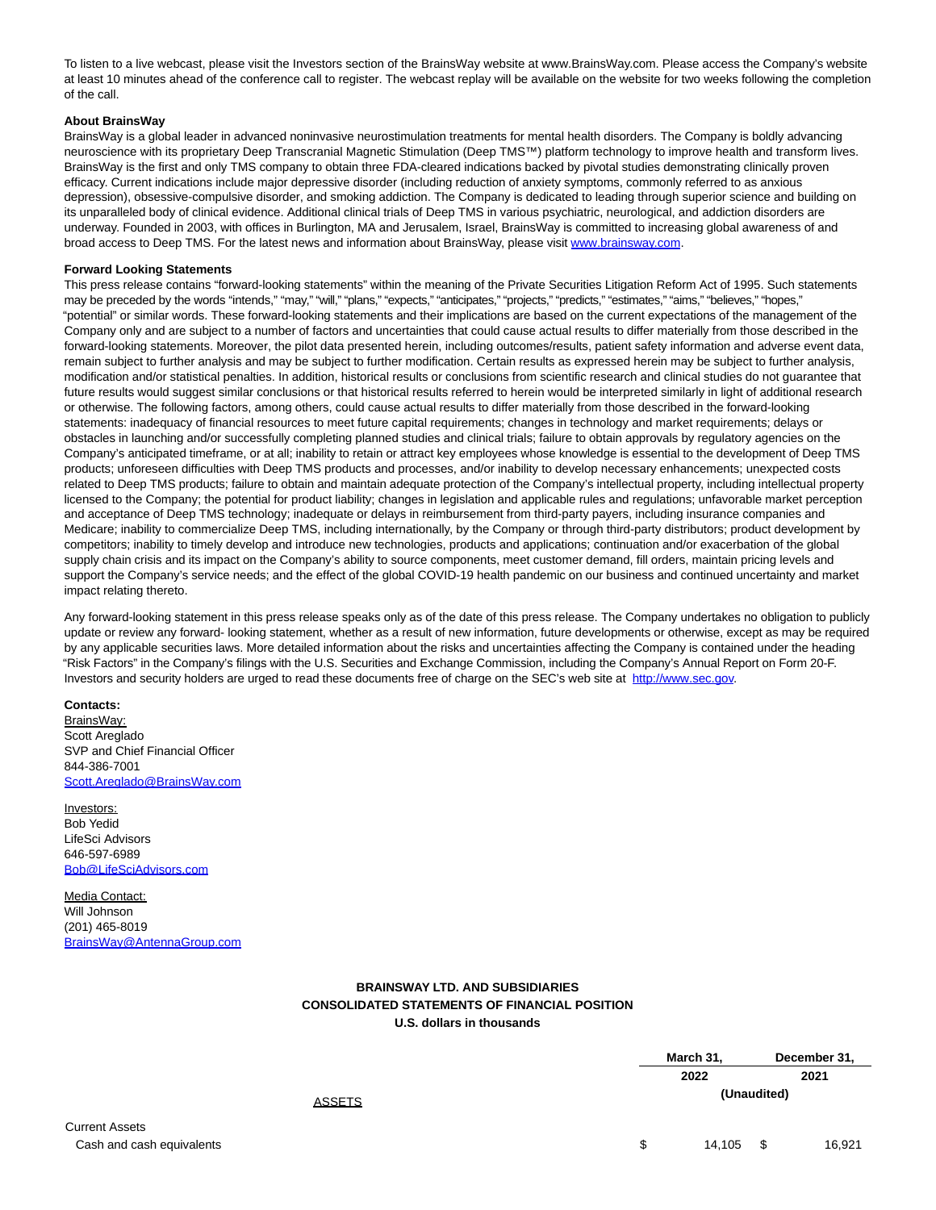To listen to a live webcast, please visit the Investors section of the BrainsWay website at www.BrainsWay.com. Please access the Company's website at least 10 minutes ahead of the conference call to register. The webcast replay will be available on the website for two weeks following the completion of the call.

**About BrainsWay**

BrainsWay is a global leader in advanced noninvasive neurostimulation treatments for mental health disorders. The Company is boldly advancing neuroscience with its proprietary Deep Transcranial Magnetic Stimulation (Deep TMS™) platform technology to improve health and transform lives. BrainsWay is the first and only TMS company to obtain three FDA-cleared indications backed by pivotal studies demonstrating clinically proven efficacy. Current indications include major depressive disorder (including reduction of anxiety symptoms, commonly referred to as anxious depression), obsessive-compulsive disorder, and smoking addiction. The Company is dedicated to leading through superior science and building on its unparalleled body of clinical evidence. Additional clinical trials of Deep TMS in various psychiatric, neurological, and addiction disorders are underway. Founded in 2003, with offices in Burlington, MA and Jerusalem, Israel, BrainsWay is committed to increasing global awareness of and broad access to Deep TMS. For the latest news and information about BrainsWay, please visit www.brainsway.com.

**Forward Looking Statements**

This press release contains "forward-looking statements" within the meaning of the Private Securities Litigation Reform Act of 1995. Such statements may be preceded by the words "intends," "may," "will," "plans," "expects," "anticipates," "projects," "predicts," "estimates," "aims," "believes," "hopes," "potential" or similar words. These forward-looking statements and their implications are based on the current expectations of the management of the Company only and are subject to a number of factors and uncertainties that could cause actual results to differ materially from those described in the forward-looking statements. Moreover, the pilot data presented herein, including outcomes/results, patient safety information and adverse event data, remain subject to further analysis and may be subject to further modification. Certain results as expressed herein may be subject to further analysis, modification and/or statistical penalties. In addition, historical results or conclusions from scientific research and clinical studies do not guarantee that future results would suggest similar conclusions or that historical results referred to herein would be interpreted similarly in light of additional research or otherwise. The following factors, among others, could cause actual results to differ materially from those described in the forward-looking statements: inadequacy of financial resources to meet future capital requirements; changes in technology and market requirements; delays or obstacles in launching and/or successfully completing planned studies and clinical trials; failure to obtain approvals by regulatory agencies on the Company's anticipated timeframe, or at all; inability to retain or attract key employees whose knowledge is essential to the development of Deep TMS products; unforeseen difficulties with Deep TMS products and processes, and/or inability to develop necessary enhancements; unexpected costs related to Deep TMS products; failure to obtain and maintain adequate protection of the Company's intellectual property, including intellectual property licensed to the Company; the potential for product liability; changes in legislation and applicable rules and regulations; unfavorable market perception and acceptance of Deep TMS technology; inadequate or delays in reimbursement from third-party payers, including insurance companies and Medicare; inability to commercialize Deep TMS, including internationally, by the Company or through third-party distributors; product development by competitors; inability to timely develop and introduce new technologies, products and applications; continuation and/or exacerbation of the global supply chain crisis and its impact on the Company's ability to source components, meet customer demand, fill orders, maintain pricing levels and support the Company's service needs; and the effect of the global COVID-19 health pandemic on our business and continued uncertainty and market impact relating thereto.

Any forward-looking statement in this press release speaks only as of the date of this press release. The Company undertakes no obligation to publicly update or review any forward- looking statement, whether as a result of new information, future developments or otherwise, except as may be required by any applicable securities laws. More detailed information about the risks and uncertainties affecting the Company is contained under the heading "Risk Factors" in the Company's filings with the U.S. Securities and Exchange Commission, including the Company's Annual Report on Form 20-F. Investors and security holders are urged to read these documents free of charge on the SEC's web site at http://www.sec.gov.

**Contacts:**

BrainsWay:
Scott Areglado
SVP and Chief Financial Officer
844-386-7001
Scott.Areglado@BrainsWay.com

Investors:
Bob Yedid
LifeSci Advisors
646-597-6989
Bob@LifeSciAdvisors.com

Media Contact:
Will Johnson
(201) 465-8019
BrainsWay@AntennaGroup.com

**BRAINSWAY LTD. AND SUBSIDIARIES**
**CONSOLIDATED STATEMENTS OF FINANCIAL POSITION**
**U.S. dollars in thousands**

| | March 31, 2022 | December 31, 2021 |
|---|---|---|
| | (Unaudited) | |
| ASSETS | | |
| Current Assets | | |
| Cash and cash equivalents | $ 14,105 | $ 16,921 |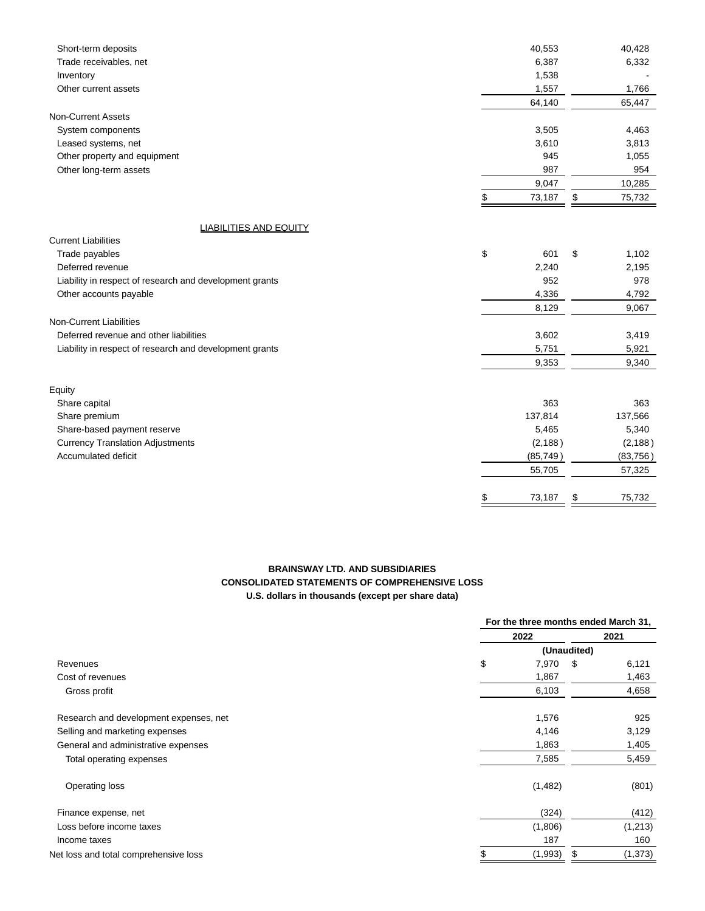| | | |
|---|---|---|
| Short-term deposits | 40,553 | 40,428 |
| Trade receivables, net | 6,387 | 6,332 |
| Inventory | 1,538 | - |
| Other current assets | 1,557 | 1,766 |
| | 64,140 | 65,447 |
| Non-Current Assets | | |
| System components | 3,505 | 4,463 |
| Leased systems, net | 3,610 | 3,813 |
| Other property and equipment | 945 | 1,055 |
| Other long-term assets | 987 | 954 |
| | 9,047 | 10,285 |
| | $ 73,187 | $ 75,732 |
| **LIABILITIES AND EQUITY** | | |
| Current Liabilities | | |
| Trade payables | $ 601 | $ 1,102 |
| Deferred revenue | 2,240 | 2,195 |
| Liability in respect of research and development grants | 952 | 978 |
| Other accounts payable | 4,336 | 4,792 |
| | 8,129 | 9,067 |
| Non-Current Liabilities | | |
| Deferred revenue and other liabilities | 3,602 | 3,419 |
| Liability in respect of research and development grants | 5,751 | 5,921 |
| | 9,353 | 9,340 |
| Equity | | |
| Share capital | 363 | 363 |
| Share premium | 137,814 | 137,566 |
| Share-based payment reserve | 5,465 | 5,340 |
| Currency Translation Adjustments | (2,188) | (2,188) |
| Accumulated deficit | (85,749) | (83,756) |
| | 55,705 | 57,325 |
| | $ 73,187 | $ 75,732 |

**BRAINSWAY LTD. AND SUBSIDIARIES**
**CONSOLIDATED STATEMENTS OF COMPREHENSIVE LOSS**
**U.S. dollars in thousands (except per share data)**

| | For the three months ended March 31, | |
|---|---|---|
| | 2022 | 2021 |
| | (Unaudited) | |
| Revenues | $ 7,970 | $ 6,121 |
| Cost of revenues | 1,867 | 1,463 |
| Gross profit | 6,103 | 4,658 |
| Research and development expenses, net | 1,576 | 925 |
| Selling and marketing expenses | 4,146 | 3,129 |
| General and administrative expenses | 1,863 | 1,405 |
| Total operating expenses | 7,585 | 5,459 |
| Operating loss | (1,482) | (801) |
| Finance expense, net | (324) | (412) |
| Loss before income taxes | (1,806) | (1,213) |
| Income taxes | 187 | 160 |
| Net loss and total comprehensive loss | $ (1,993) | $ (1,373) |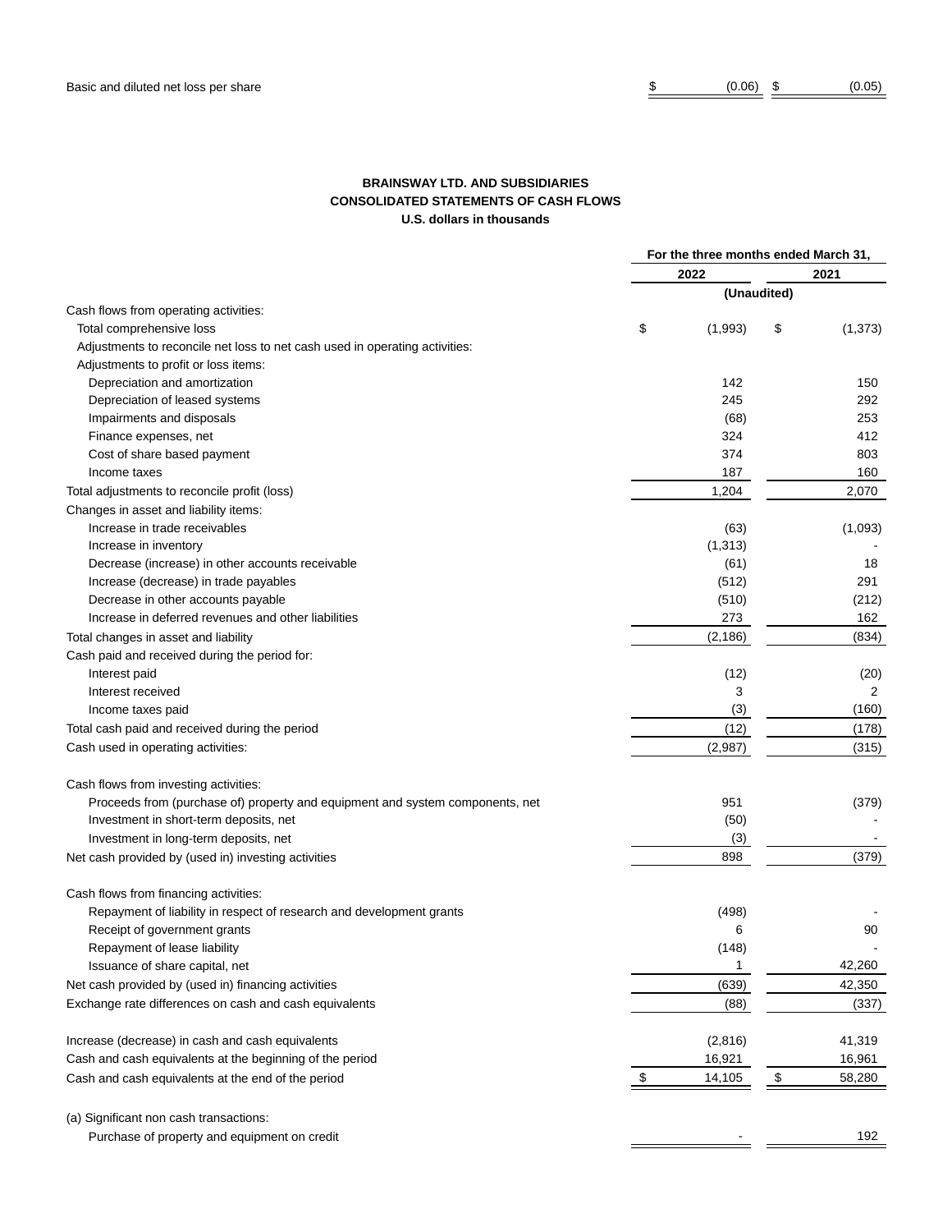| | | |
|---|---|---|
| Basic and diluted net loss per share | $ (0.06) | $ (0.05) |

**BRAINSWAY LTD. AND SUBSIDIARIES**
**CONSOLIDATED STATEMENTS OF CASH FLOWS**
**U.S. dollars in thousands**

| | For the three months ended March 31, | |
|---|---|---|
| | 2022 | 2021 |
| | (Unaudited) | |
| Cash flows from operating activities: | | |
| Total comprehensive loss | $ (1,993) | $ (1,373) |
| Adjustments to reconcile net loss to net cash used in operating activities: | | |
| Adjustments to profit or loss items: | | |
| Depreciation and amortization | 142 | 150 |
| Depreciation of leased systems | 245 | 292 |
| Impairments and disposals | (68) | 253 |
| Finance expenses, net | 324 | 412 |
| Cost of share based payment | 374 | 803 |
| Income taxes | 187 | 160 |
| Total adjustments to reconcile profit (loss) | 1,204 | 2,070 |
| Changes in asset and liability items: | | |
| Increase in trade receivables | (63) | (1,093) |
| Increase in inventory | (1,313) | - |
| Decrease (increase) in other accounts receivable | (61) | 18 |
| Increase (decrease) in trade payables | (512) | 291 |
| Decrease in other accounts payable | (510) | (212) |
| Increase in deferred revenues and other liabilities | 273 | 162 |
| Total changes in asset and liability | (2,186) | (834) |
| Cash paid and received during the period for: | | |
| Interest paid | (12) | (20) |
| Interest received | 3 | 2 |
| Income taxes paid | (3) | (160) |
| Total cash paid and received during the period | (12) | (178) |
| Cash used in operating activities: | (2,987) | (315) |
| | | |
| Cash flows from investing activities: | | |
| Proceeds from (purchase of) property and equipment and system components, net | 951 | (379) |
| Investment in short-term deposits, net | (50) | - |
| Investment in long-term deposits, net | (3) | - |
| Net cash provided by (used in) investing activities | 898 | (379) |
| | | |
| Cash flows from financing activities: | | |
| Repayment of liability in respect of research and development grants | (498) | - |
| Receipt of government grants | 6 | 90 |
| Repayment of lease liability | (148) | - |
| Issuance of share capital, net | 1 | 42,260 |
| Net cash provided by (used in) financing activities | (639) | 42,350 |
| Exchange rate differences on cash and cash equivalents | (88) | (337) |
| | | |
| Increase (decrease) in cash and cash equivalents | (2,816) | 41,319 |
| Cash and cash equivalents at the beginning of the period | 16,921 | 16,961 |
| Cash and cash equivalents at the end of the period | $ 14,105 | $ 58,280 |
| | | |
| (a) Significant non cash transactions: | | |
| Purchase of property and equipment on credit | - | 192 |